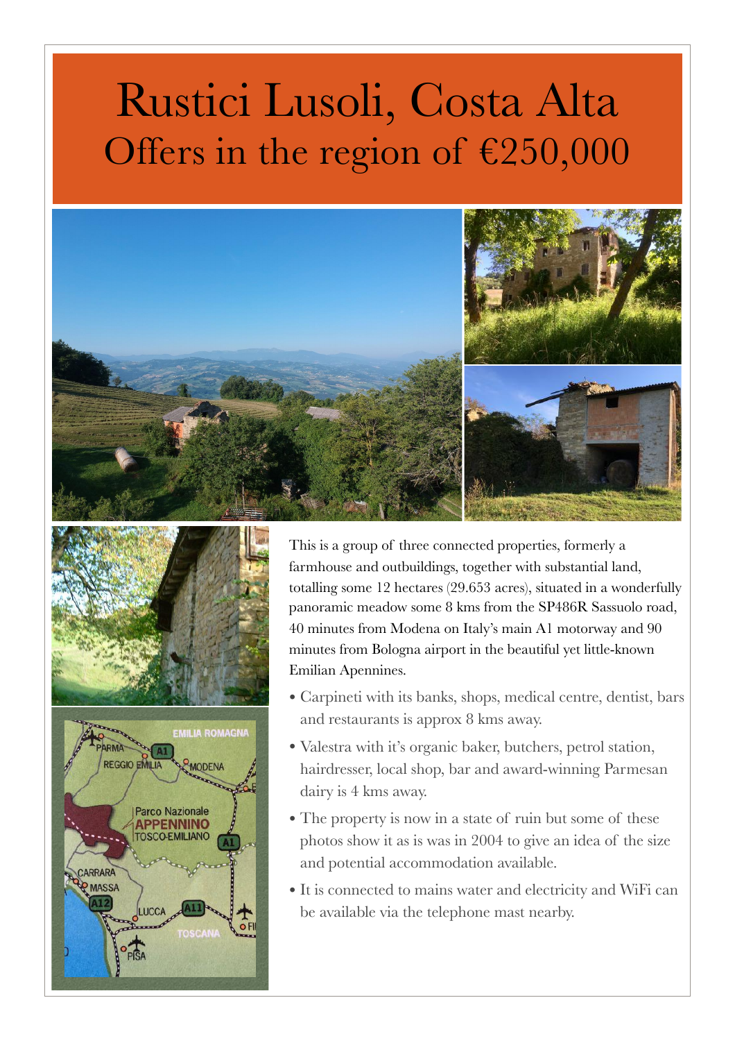# Rustici Lusoli, Costa Alta

## Offers in the region of €250,000

This is a group of three connected properties, formerly a farmhouse and outbuildings, together with substantial land, totalling some 12 hectares (29.653 acres), situated in a wonderfully panoramic meadow some 8 kms from the SP486R Sassuolo road, 40 minutes from Modena on Italy's main A1 motorway and 90 minutes from Bologna airport in the beautiful yet little-known Emilian Apennines.

- Carpineti with its banks, shops, medical centre, dentist, bars and restaurants is approx 8 kms away.
- Valestra with it's organic baker, butchers, petrol station, hairdresser, local shop, bar and award-winning Parmesan dairy is 4 kms away.
- The property is now in a state of ruin but some of these photos show it as is was in 2004 to give an idea of the size and potential accommodation available.
- It is connected to mains water and electricity and WiFi can be available via the telephone mast nearby.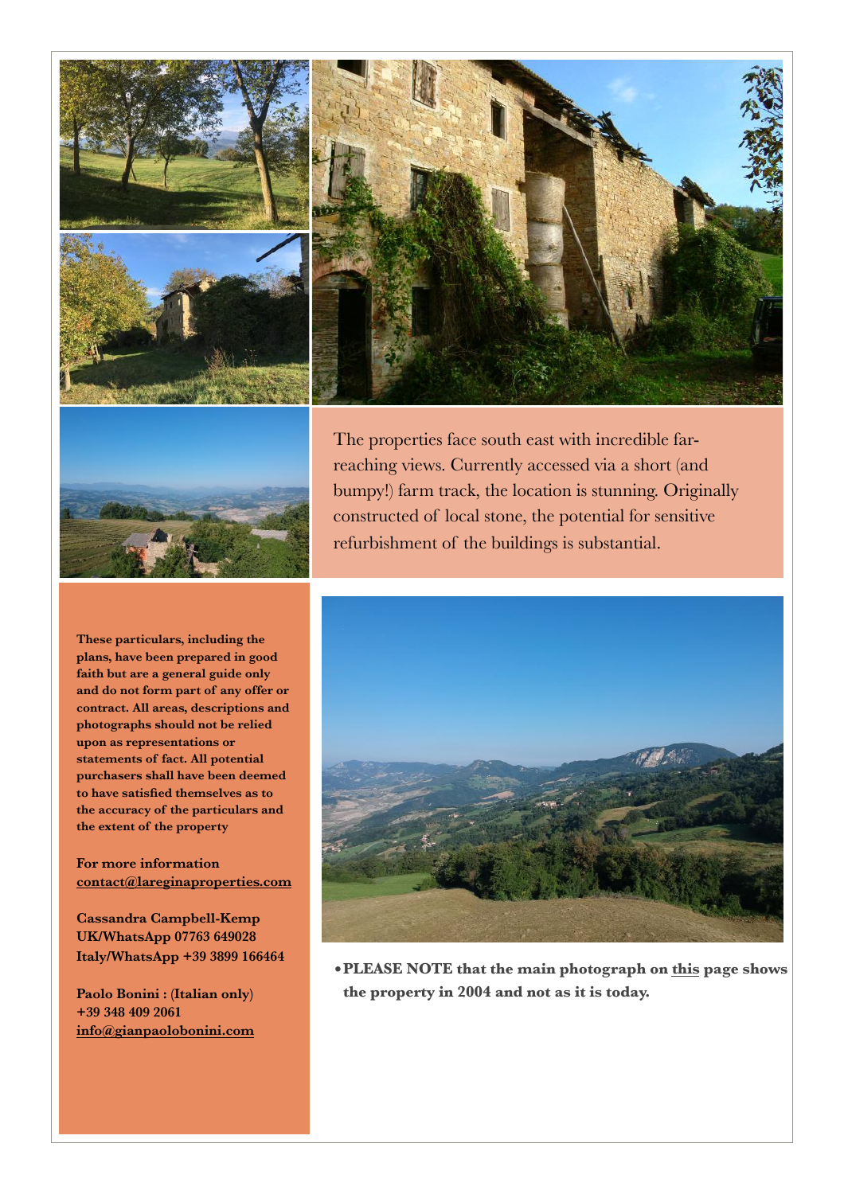The properties face south east with incredible far-reaching views. Currently accessed via a short (and bumpy!) farm track, the location is stunning. Originally constructed of local stone, the potential for sensitive refurbishment of the buildings is substantial.

**These particulars, including the plans, have been prepared in good faith but are a general guide only and do not form part of any offer or contract. All areas, descriptions and photographs should not be relied upon as representations or statements of fact. All potential purchasers shall have been deemed to have satisfied themselves as to the accuracy of the particulars and the extent of the property**

**For more information**
**contact@lareginaproperties.com**

**Cassandra Campbell-Kemp**
**UK/WhatsApp 07763 649028**
**Italy/WhatsApp +39 3899 166464**

**Paolo Bonini : (Italian only)**
**+39 348 409 2061**
**info@gianpaolobonini.com**

- **PLEASE NOTE that the main photograph on this page shows the property in 2004 and not as it is today.**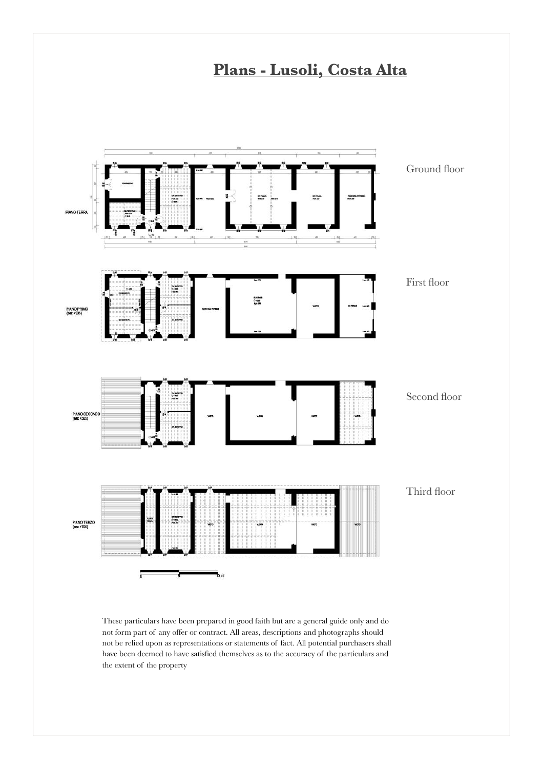# Plans - Lusoli, Costa Alta

Ground floor

First floor

Second floor

Third floor

These particulars have been prepared in good faith but are a general guide only and do not form part of any offer or contract. All areas, descriptions and photographs should not be relied upon as representations or statements of fact. All potential purchasers shall have been deemed to have satisfied themselves as to the accuracy of the particulars and the extent of the property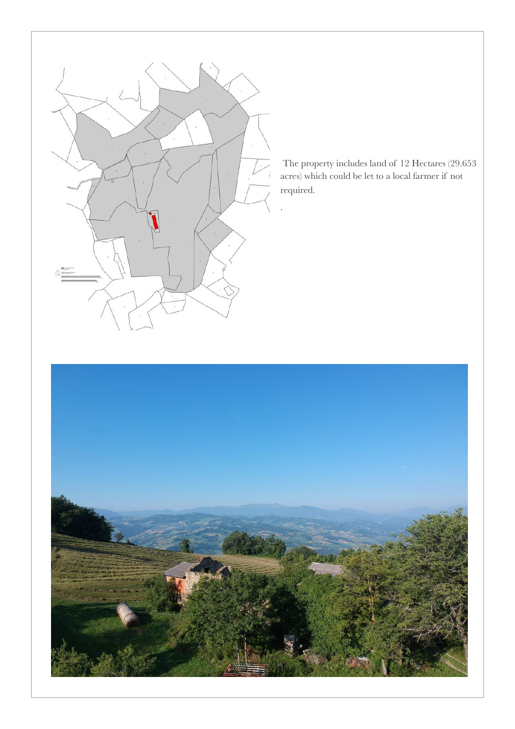The property includes land of 12 Hectares (29.653 acres) which could be let to a local farmer if not required.

.